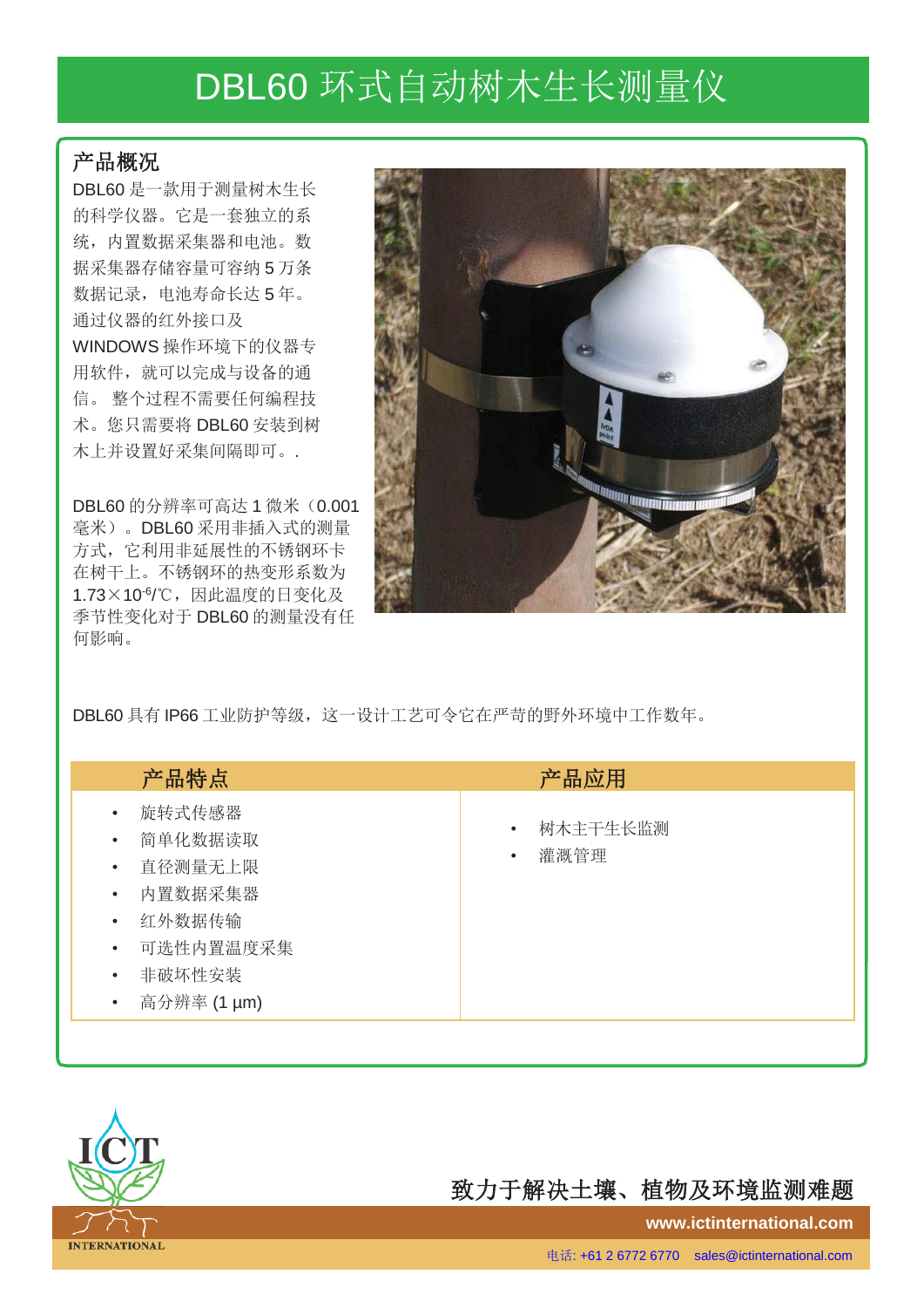# DBL60 环式自动树木生长测量仪

## 产品概况

DBL60 是一款用于测量树木生长的科学仪器。它是一套独立的系统，内置数据采集器和电池。数据采集器存储容量可容纳 5 万条数据记录，电池寿命长达 5 年。通过仪器的红外接口及 WINDOWS 操作环境下的仪器专用软件，就可以完成与设备的通信。 整个过程不需要任何编程技术。您只需要将 DBL60 安装到树木上并设置好采集间隔即可。.

DBL60 的分辨率可高达 1 微米（0.001 毫米）。DBL60 采用非插入式的测量方式，它利用非延展性的不锈钢环卡在树干上。不锈钢环的热变形系数为 $1.73\times10^{-6}$/℃，因此温度的日变化及季节性变化对于 DBL60 的测量没有任何影响。

DBL60 具有 IP66 工业防护等级，这一设计工艺可令它在严苛的野外环境中工作数年。

| 产品特点 | 产品应用 |
| --- | --- |
| • 旋转式传感器<br>• 简单化数据读取<br>• 直径测量无上限<br>• 内置数据采集器<br>• 红外数据传输<br>• 可选性内置温度采集<br>• 非破坏性安装<br>• 高分辨率 (1 µm) | • 树木主干生长监测<br>• 灌溉管理 |

致力于解决土壤、植物及环境监测难题

www.ictinternational.com

电话: +61 2 6772 6770  sales@ictinternational.com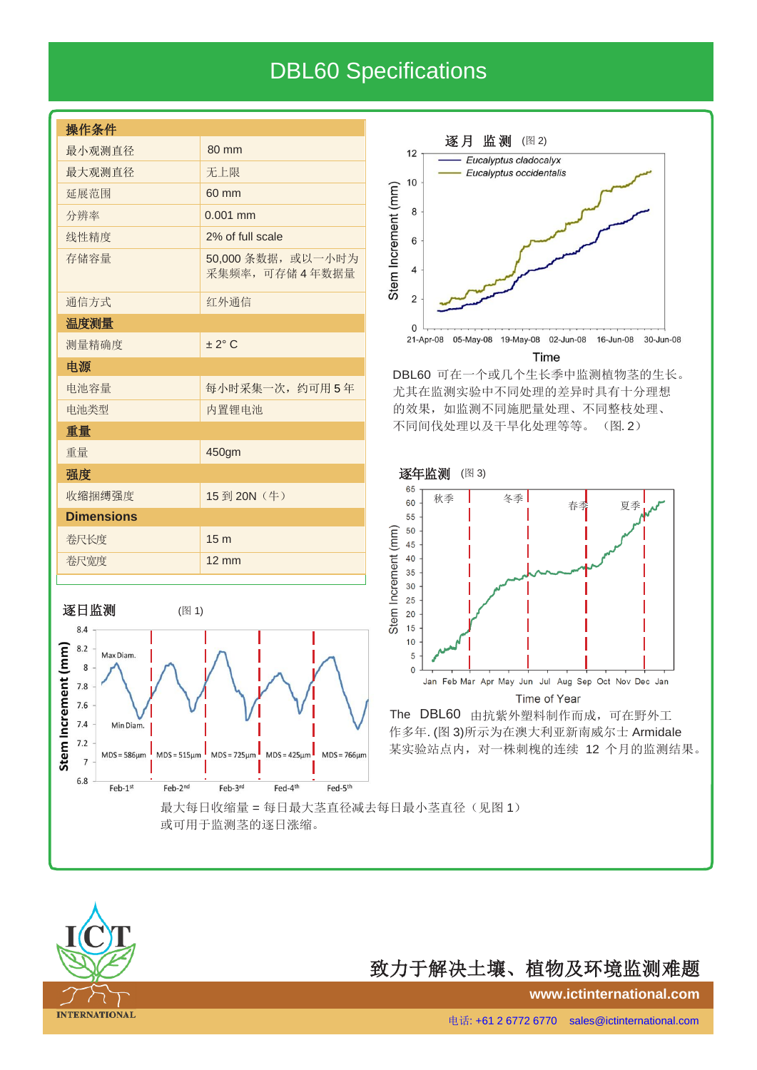# DBL60 Specifications

| | |
|---|---|
| **操作条件** | |
| 最小观测直径 | 80 mm |
| 最大观测直径 | 无上限 |
| 延展范围 | 60 mm |
| 分辨率 | 0.001 mm |
| 线性精度 | 2% of full scale |
| 存储容量 | 50,000 条数据，或以一小时为采集频率，可存储 4 年数据量 |
| 通信方式 | 红外通信 |
| **温度测量** | |
| 测量精确度 | ± 2° C |
| **电源** | |
| 电池容量 | 每小时采集一次，约可用 5 年 |
| 电池类型 | 内置锂电池 |
| **重量** | |
| 重量 | 450gm |
| **强度** | |
| 收缩捆缚强度 | 15 到 20N（牛） |
| **Dimensions** | |
| 卷尺长度 | 15 m |
| 卷尺宽度 | 12 mm |

**逐日监测** (图 1)

Stem Increment (mm)
8.4
8.2
8
7.8
7.6
7.4
7.2
7
6.8
Max Diam.
Min Diam.
MDS = 586µm
MDS = 515µm
MDS = 725µm
MDS = 425µm
MDS = 766µm
Feb-1st
Feb-2nd
Feb-3rd
Fed-4th
Fed-5th

最大每日收缩量 = 每日最大茎直径减去每日最小茎直径（见图 1）或可用于监测茎的逐日涨缩。

**逐月 监测** (图 2)

Stem Increment (mm)
12
10
8
6
4
2
0
*Eucalyptus cladocalyx*
*Eucalyptus occidentalis*
21-Apr-08
05-May-08
19-May-08
02-Jun-08
16-Jun-08
30-Jun-08
Time

DBL60 可在一个或几个生长季中监测植物茎的生长。尤其在监测实验中不同处理的差异时具有十分理想的效果，如监测不同施肥量处理、不同整枝处理、不同间伐处理以及干旱化处理等等。（图. 2）

**逐年监测** (图 3)

Stem Increment (mm)
65
60
55
50
45
40
35
30
25
20
15
10
5
0
秋季
冬季
春季
夏季
Jan
Feb
Mar
Apr
May
Jun
Jul
Aug
Sep
Oct
Nov
Dec
Jan
Time of Year

The DBL60 由抗紫外塑料制作而成，可在野外工作多年. (图 3)所示为在澳大利亚新南威尔士 Armidale 某实验站点内，对一株刺槐的连续 12 个月的监测结果。

ICT INTERNATIONAL

致力于解决土壤、植物及环境监测难题

www.ictinternational.com

电话: +61 2 6772 6770 sales@ictinternational.com